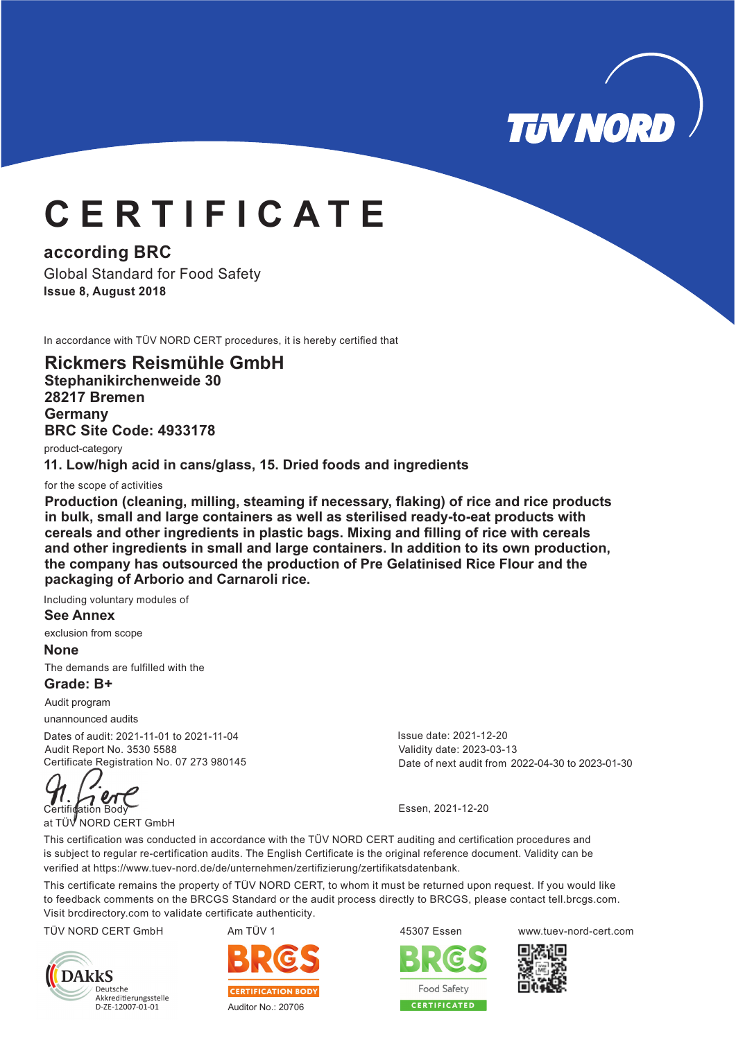TÜV NORD

# CERTIFICATE

## according BRC

Global Standard for Food Safety

**Issue 8, August 2018**

In accordance with TÜV NORD CERT procedures, it is hereby certified that

**Rickmers Reismühle GmbH**
**Stephanikirchenweide 30**
**28217 Bremen**
**Germany**
**BRC Site Code: 4933178**

product-category

**11. Low/high acid in cans/glass, 15. Dried foods and ingredients**

for the scope of activities

**Production (cleaning, milling, steaming if necessary, flaking) of rice and rice products in bulk, small and large containers as well as sterilised ready-to-eat products with cereals and other ingredients in plastic bags. Mixing and filling of rice with cereals and other ingredients in small and large containers. In addition to its own production, the company has outsourced the production of Pre Gelatinised Rice Flour and the packaging of Arborio and Carnaroli rice.**

Including voluntary modules of

**See Annex**

exclusion from scope

**None**

The demands are fulfilled with the

**Grade: B+**

Audit program

unannounced audits

Dates of audit: 2021-11-01 to 2021-11-04
Audit Report No. 3530 5588
Certificate Registration No. 07 273 980145

Issue date: 2021-12-20
Validity date: 2023-03-13
Date of next audit from 2022-04-30 to 2023-01-30

Certification Body
at TÜV NORD CERT GmbH

Essen, 2021-12-20

This certification was conducted in accordance with the TÜV NORD CERT auditing and certification procedures and is subject to regular re-certification audits. The English Certificate is the original reference document. Validity can be verified at https://www.tuev-nord.de/de/unternehmen/zertifizierung/zertifikatsdatenbank.

This certificate remains the property of TÜV NORD CERT, to whom it must be returned upon request. If you would like to feedback comments on the BRCGS Standard or the audit process directly to BRCGS, please contact tell.brcgs.com. Visit brcdirectory.com to validate certificate authenticity.

TÜV NORD CERT GmbH Am TÜV 1 45307 Essen www.tuev-nord-cert.com

DAkkS Deutsche Akkreditierungsstelle D-ZE-12007-01-01

BRCGS CERTIFICATION BODY
Auditor No.: 20706

BRCGS Food Safety CERTIFICATED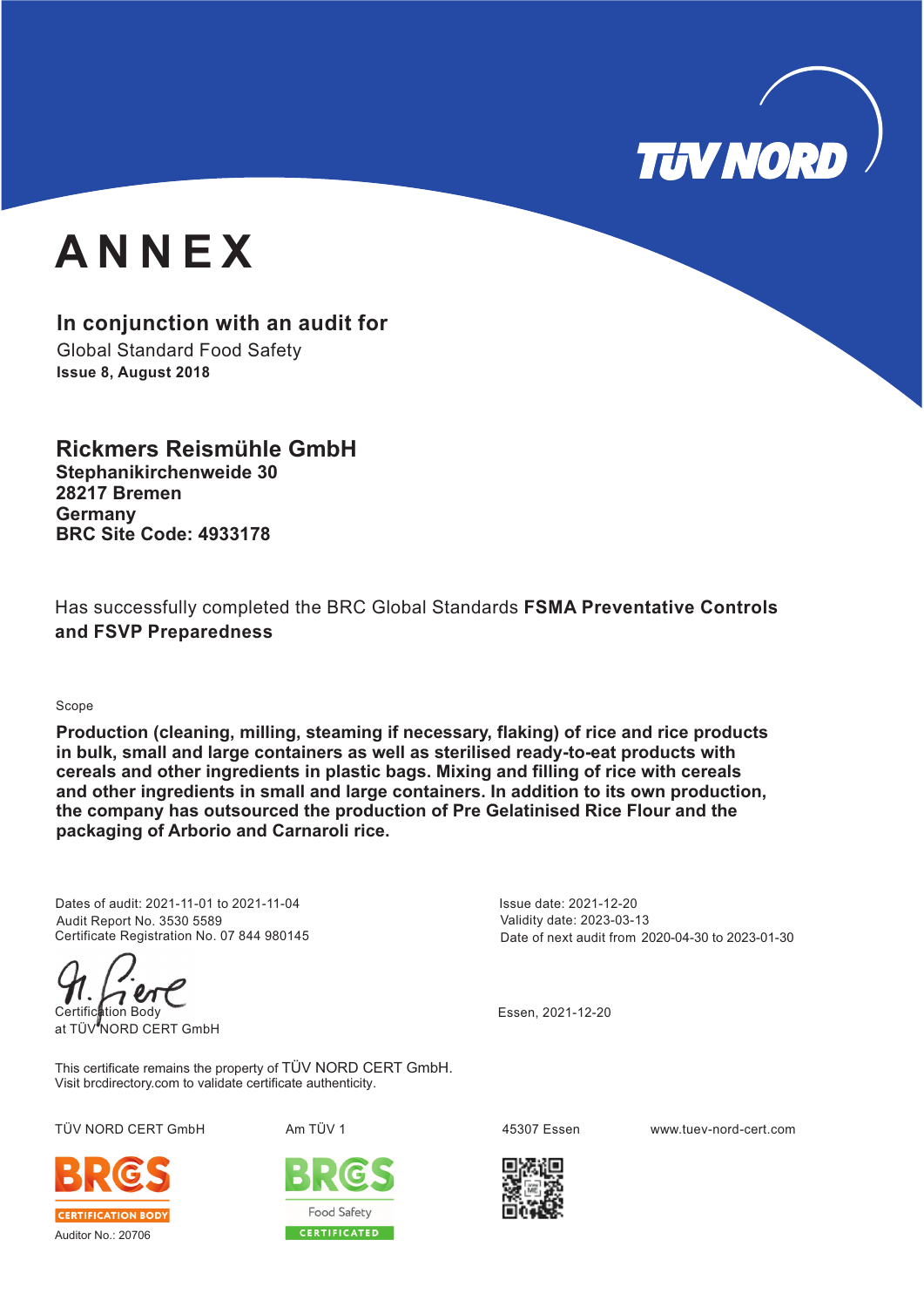# ANNEX

**In conjunction with an audit for**
Global Standard Food Safety
**Issue 8, August 2018**

**Rickmers Reismühle GmbH**
**Stephanikirchenweide 30**
**28217 Bremen**
**Germany**
**BRC Site Code: 4933178**

Has successfully completed the BRC Global Standards **FSMA Preventative Controls and FSVP Preparedness**

Scope

**Production (cleaning, milling, steaming if necessary, flaking) of rice and rice products in bulk, small and large containers as well as sterilised ready-to-eat products with cereals and other ingredients in plastic bags. Mixing and filling of rice with cereals and other ingredients in small and large containers. In addition to its own production, the company has outsourced the production of Pre Gelatinised Rice Flour and the packaging of Arborio and Carnaroli rice.**

Dates of audit: 2021-11-01 to 2021-11-04
Audit Report No. 3530 5589
Certificate Registration No. 07 844 980145

Issue date: 2021-12-20
Validity date: 2023-03-13
Date of next audit from 2020-04-30 to 2023-01-30

Certification Body
at TÜV NORD CERT GmbH

Essen, 2021-12-20

This certificate remains the property of TÜV NORD CERT GmbH.
Visit brcdirectory.com to validate certificate authenticity.

TÜV NORD CERT GmbH Am TÜV 1 45307 Essen www.tuev-nord-cert.com

BRCGS CERTIFICATION BODY
Auditor No.: 20706

BRCGS Food Safety CERTIFICATED